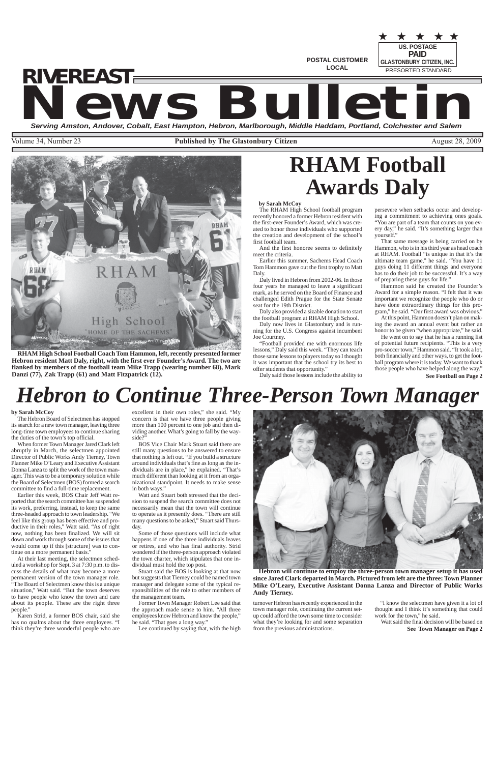POSTAL CUSTOMER
LOCAL

US. POSTAGE
PAID
GLASTONBURY CITIZEN, INC.
PRESORTED STANDARD

# RIVEREAST News Bulletin

*Serving Amston, Andover, Cobalt, East Hampton, Hebron, Marlborough, Middle Haddam, Portland, Colchester and Salem*

Volume 34, Number 23 — **Published by The Glastonbury Citizen** — August 28, 2009

**RHAM High School Football Coach Tom Hammon, left, recently presented former Hebron resident Matt Daly, right, with the first ever Founder's Award. The two are flanked by members of the football team Mike Trapp (wearing number 68), Mark Danzi (77), Zak Trapp (61) and Matt Fitzpatrick (12).**

# RHAM Football Awards Daly

**by Sarah McCoy**

The RHAM High School football program recently honored a former Hebron resident with the first-ever Founder's Award, which was created to honor those individuals who supported the creation and development of the school's first football team.

And the first honoree seems to definitely meet the criteria.

Earlier this summer, Sachems Head Coach Tom Hammon gave out the first trophy to Matt Daly.

Daly lived in Hebron from 2002-06. In those four years he managed to leave a significant mark, as he served on the Board of Finance and challenged Edith Prague for the State Senate seat for the 19th District.

Daly also provided a sizable donation to start the football program at RHAM High School.

Daly now lives in Glastonbury and is running for the U.S. Congress against incumbent Joe Courtney.

"Football provided me with enormous life lessons," Daly said this week. "They can teach those same lessons to players today so I thought it was important that the school try its best to offer students that opportunity."

Daly said those lessons include the ability to persevere when setbacks occur and developing a commitment to achieving ones goals. "You are part of a team that counts on you every day," he said. "It's something larger than yourself."

That same message is being carried on by Hammon, who is in his third year as head coach at RHAM. Football "is unique in that it's the ultimate team game," he said. "You have 11 guys doing 11 different things and everyone has to do their job to be successful. It's a way of preparing these guys for life."

Hammon said he created the Founder's Award for a simple reason. "I felt that it was important we recognize the people who do or have done extraordinary things for this program," he said. "Our first award was obvious."

At this point, Hammon doesn't plan on making the award an annual event but rather an honor to be given "when appropriate," he said.

He went on to say that he has a running list of potential future recipients. "This is a very pro-soccer town," Hammon said. "It took a lot, both financially and other ways, to get the football program where it is today. We want to thank those people who have helped along the way."

**See Football on Page 2**

# *Hebron to Continue Three-Person Town Manager*

**by Sarah McCoy**

The Hebron Board of Selectmen has stopped its search for a new town manager, leaving three long-time town employees to continue sharing the duties of the town's top official.

When former Town Manager Jared Clark left abruptly in March, the selectmen appointed Director of Public Works Andy Tierney, Town Planner Mike O'Leary and Executive Assistant Donna Lanza to split the work of the town manager. This was to be a temporary solution while the Board of Selectmen (BOS) formed a search committee to find a full-time replacement.

Earlier this week, BOS Chair Jeff Watt reported that the search committee has suspended its work, preferring, instead, to keep the same three-headed approach to town leadership. "We feel like this group has been effective and productive in their roles," Watt said. "As of right now, nothing has been finalized. We will sit down and work through some of the issues that would come up if this [structure] was to continue on a more permanent basis."

At their last meeting, the selectmen scheduled a workshop for Sept. 3 at 7:30 p.m. to discuss the details of what may become a more permanent version of the town manager role. "The Board of Selectmen know this is a unique situation," Watt said. "But the town deserves to have people who know the town and care about its people. These are the right three people."

Karen Strid, a former BOS chair, said she has no qualms about the three employees. "I think they're three wonderful people who are excellent in their own roles," she said. "My concern is that we have three people giving more than 100 percent to one job and then dividing another. What's going to fall by the wayside?"

BOS Vice Chair Mark Stuart said there are still many questions to be answered to ensure that nothing is left out. "If you build a structure around individuals that's fine as long as the individuals are in place," he explained. "That's much different than looking at it from an organizational standpoint. It needs to make sense in both ways."

Watt and Stuart both stressed that the decision to suspend the search committee does not necessarily mean that the town will continue to operate as it presently does. "There are still many questions to be asked," Stuart said Thursday.

Some of those questions will include what happens if one of the three individuals leaves or retires, and who has final authority. Strid wondered if the three-person approach violated the town charter, which stipulates that one individual must hold the top post.

Stuart said the BOS is looking at that now but suggests that Tierney could be named town manager and delegate some of the typical responsibilities of the role to other members of the management team.

Former Town Manager Robert Lee said that the approach made sense to him. "All three employees know Hebron and know the people," he said. "That goes a long way."

Lee continued by saying that, with the high turnover Hebron has recently experienced in the town manager role, continuing the current setup could afford the town some time to consider what they're looking for and some separation from the previous administrations.

**Hebron will continue to employ the three-person town manager setup it has used since Jared Clark departed in March. Pictured from left are the three: Town Planner Mike O'Leary, Executive Assistant Donna Lanza and Director of Public Works Andy Tierney.**

"I know the selectmen have given it a lot of thought and I think it's something that could work for the town," he said.

Watt said the final decision will be based on

**See Town Manager on Page 2**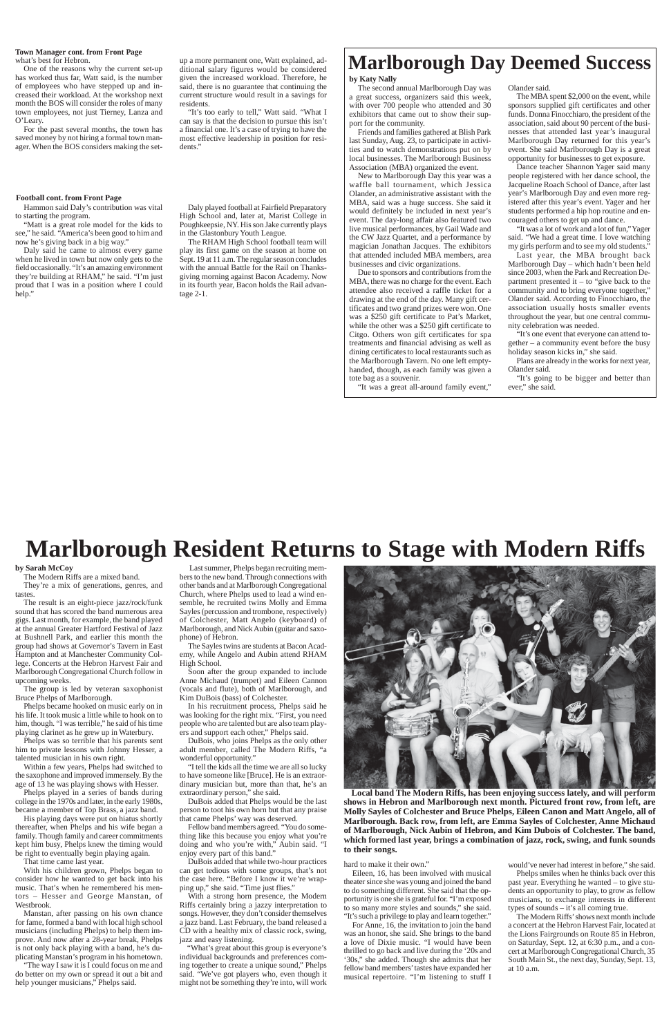**Town Manager cont. from Front Page**

what's best for Hebron.

One of the reasons why the current set-up has worked thus far, Watt said, is the number of employees who have stepped up and increased their workload. At the workshop next month the BOS will consider the roles of many town employees, not just Tierney, Lanza and O'Leary.

For the past several months, the town has saved money by not hiring a formal town manager. When the BOS considers making the set-up a more permanent one, Watt explained, additional salary figures would be considered given the increased workload. Therefore, he said, there is no guarantee that continuing the current structure would result in a savings for residents.

"It's too early to tell," Watt said. "What I can say is that the decision to pursue this isn't a financial one. It's a case of trying to have the most effective leadership in position for residents."

**Football cont. from Front Page**

Hammon said Daly's contribution was vital to starting the program.

"Matt is a great role model for the kids to see," he said. "America's been good to him and now he's giving back in a big way."

Daly said he came to almost every game when he lived in town but now only gets to the field occasionally. "It's an amazing environment they're building at RHAM," he said. "I'm just proud that I was in a position where I could help."

Daly played football at Fairfield Preparatory High School and, later at, Marist College in Poughkeepsie, NY. His son Jake currently plays in the Glastonbury Youth League.

The RHAM High School football team will play its first game on the season at home on Sept. 19 at 11 a.m. The regular season concludes with the annual Battle for the Rail on Thanksgiving morning against Bacon Academy. Now in its fourth year, Bacon holds the Rail advantage 2-1.

# Marlborough Day Deemed Success

**by Katy Nally**

The second annual Marlborough Day was a great success, organizers said this week, with over 700 people who attended and 30 exhibitors that came out to show their support for the community.

Friends and families gathered at Blish Park last Sunday, Aug. 23, to participate in activities and to watch demonstrations put on by local businesses. The Marlborough Business Association (MBA) organized the event.

New to Marlborough Day this year was a waffle ball tournament, which Jessica Olander, an administrative assistant with the MBA, said was a huge success. She said it would definitely be included in next year's event. The day-long affair also featured two live musical performances, by Gail Wade and the CW Jazz Quartet, and a performance by magician Jonathan Jacques. The exhibitors that attended included MBA members, area businesses and civic organizations.

Due to sponsors and contributions from the MBA, there was no charge for the event. Each attendee also received a raffle ticket for a drawing at the end of the day. Many gift certificates and two grand prizes were won. One was a $250 gift certificate to Pat's Market, while the other was a $250 gift certificate to Citgo. Others won gift certificates for spa treatments and financial advising as well as dining certificates to local restaurants such as the Marlborough Tavern. No one left empty-handed, though, as each family was given a tote bag as a souvenir.

"It was a great all-around family event," Olander said.

The MBA spent $2,000 on the event, while sponsors supplied gift certificates and other funds. Donna Finocchiaro, the president of the association, said about 90 percent of the businesses that attended last year's inaugural Marlborough Day returned for this year's event. She said Marlborough Day is a great opportunity for businesses to get exposure.

Dance teacher Shannon Yager said many people registered with her dance school, the Jacqueline Roach School of Dance, after last year's Marlborough Day and even more registered after this year's event. Yager and her students performed a hip hop routine and encouraged others to get up and dance.

"It was a lot of work and a lot of fun," Yager said. "We had a great time. I love watching my girls perform and to see my old students."

Last year, the MBA brought back Marlborough Day – which hadn't been held since 2003, when the Park and Recreation Department presented it – to "give back to the community and to bring everyone together," Olander said. According to Finocchiaro, the association usually hosts smaller events throughout the year, but one central community celebration was needed.

"It's one event that everyone can attend together – a community event before the busy holiday season kicks in," she said.

Plans are already in the works for next year, Olander said.

"It's going to be bigger and better than ever," she said.

# Marlborough Resident Returns to Stage with Modern Riffs

**by Sarah McCoy**

The Modern Riffs are a mixed band.

They're a mix of generations, genres, and tastes.

The result is an eight-piece jazz/rock/funk sound that has scored the band numerous area gigs. Last month, for example, the band played at the annual Greater Hartford Festival of Jazz at Bushnell Park, and earlier this month the group had shows at Governor's Tavern in East Hampton and at Manchester Community College. Concerts at the Hebron Harvest Fair and Marlborough Congregational Church follow in upcoming weeks.

The group is led by veteran saxophonist Bruce Phelps of Marlborough.

Phelps became hooked on music early on in his life. It took music a little while to hook on to him, though. "I was terrible," he said of his time playing clarinet as he grew up in Waterbury.

Phelps was so terrible that his parents sent him to private lessons with Johnny Hesser, a talented musician in his own right.

Within a few years, Phelps had switched to the saxophone and improved immensely. By the age of 13 he was playing shows with Hesser.

Phelps played in a series of bands during college in the 1970s and later, in the early 1980s, became a member of Top Brass, a jazz band.

His playing days were put on hiatus shortly thereafter, when Phelps and his wife began a family. Though family and career commitments kept him busy, Phelps knew the timing would be right to eventually begin playing again.

That time came last year.

With his children grown, Phelps began to consider how he wanted to get back into his music. That's when he remembered his mentors – Hesser and George Manstan, of Westbrook.

Manstan, after passing on his own chance for fame, formed a band with local high school musicians (including Phelps) to help them improve. And now after a 28-year break, Phelps is not only back playing with a band, he's duplicating Manstan's program in his hometown.

"The way I saw it is I could focus on me and do better on my own or spread it out a bit and help younger musicians," Phelps said.

Last summer, Phelps began recruiting members to the new band. Through connections with other bands and at Marlborough Congregational Church, where Phelps used to lead a wind ensemble, he recruited twins Molly and Emma Sayles (percussion and trombone, respectively) of Colchester, Matt Angelo (keyboard) of Marlborough, and Nick Aubin (guitar and saxophone) of Hebron.

The Sayles twins are students at Bacon Academy, while Angelo and Aubin attend RHAM High School.

Soon after the group expanded to include Anne Michaud (trumpet) and Eileen Cannon (vocals and flute), both of Marlborough, and Kim DuBois (bass) of Colchester.

In his recruitment process, Phelps said he was looking for the right mix. "First, you need people who are talented but are also team players and support each other," Phelps said.

DuBois, who joins Phelps as the only other adult member, called The Modern Riffs, "a wonderful opportunity."

"I tell the kids all the time we are all so lucky to have someone like [Bruce]. He is an extraordinary musician but, more than that, he's an extraordinary person," she said.

DuBois added that Phelps would be the last person to toot his own horn but that any praise that came Phelps' way was deserved.

Fellow band members agreed. "You do something like this because you enjoy what you're doing and who you're with," Aubin said. "I enjoy every part of this band."

DuBois added that while two-hour practices can get tedious with some groups, that's not the case here. "Before I know it we're wrapping up," she said. "Time just flies."

With a strong horn presence, the Modern Riffs certainly bring a jazzy interpretation to songs. However, they don't consider themselves a jazz band. Last February, the band released a CD with a healthy mix of classic rock, swing, jazz and easy listening.

"What's great about this group is everyone's individual backgrounds and preferences coming together to create a unique sound," Phelps said. "We've got players who, even though it might not be something they're into, will work hard to make it their own."

Eileen, 16, has been involved with musical theater since she was young and joined the band to do something different. She said that the opportunity is one she is grateful for. "I'm exposed to so many more styles and sounds," she said. "It's such a privilege to play and learn together."

For Anne, 16, the invitation to join the band was an honor, she said. She brings to the band a love of Dixie music. "I would have been thrilled to go back and live during the '20s and '30s," she added. Though she admits that her fellow band members' tastes have expanded her musical repertoire. "I'm listening to stuff I would've never had interest in before," she said.

Phelps smiles when he thinks back over this past year. Everything he wanted – to give students an opportunity to play, to grow as fellow musicians, to exchange interests in different types of sounds – it's all coming true.

The Modern Riffs' shows next month include a concert at the Hebron Harvest Fair, located at the Lions Fairgrounds on Route 85 in Hebron, on Saturday, Sept. 12, at 6:30 p.m., and a concert at Marlborough Congregational Church, 35 South Main St., the next day, Sunday, Sept. 13, at 10 a.m.

**Local band The Modern Riffs, has been enjoying success lately, and will perform shows in Hebron and Marlborough next month. Pictured front row, from left, are Molly Sayles of Colchester and Bruce Phelps, Eileen Canon and Matt Angelo, all of Marlborough. Back row, from left, are Emma Sayles of Colchester, Anne Michaud of Marlborough, Nick Aubin of Hebron, and Kim Dubois of Colchester. The band, which formed last year, brings a combination of jazz, rock, swing, and funk sounds to their songs.**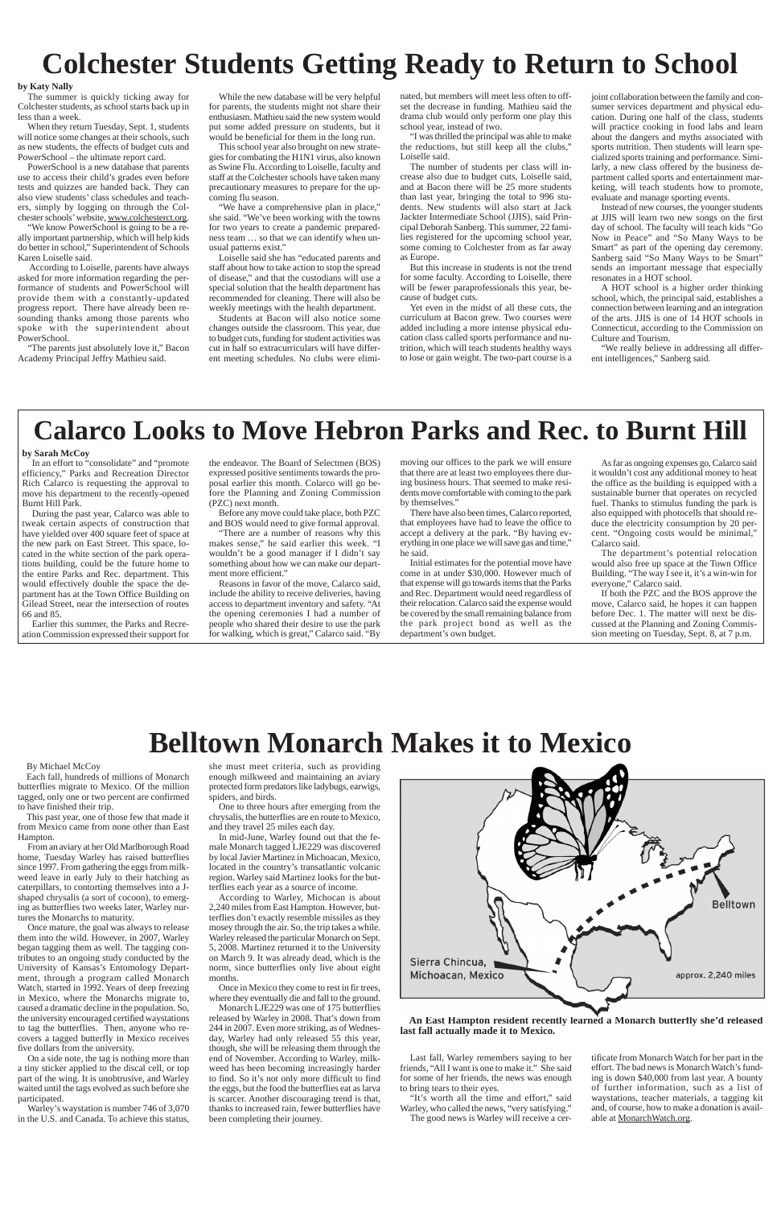# Colchester Students Getting Ready to Return to School

**by Katy Nally**

The summer is quickly ticking away for Colchester students, as school starts back up in less than a week.

When they return Tuesday, Sept. 1, students will notice some changes at their schools, such as new students, the effects of budget cuts and PowerSchool – the ultimate report card.

PowerSchool is a new database that parents use to access their child's grades even before tests and quizzes are handed back. They can also view students' class schedules and teachers, simply by logging on through the Colchester schools' website, www.colchesterct.org.

"We know PowerSchool is going to be a really important partnership, which will help kids do better in school," Superintendent of Schools Karen Loiselle said.

According to Loiselle, parents have always asked for more information regarding the performance of students and PowerSchool will provide them with a constantly-updated progress report. There have already been resounding thanks among those parents who spoke with the superintendent about PowerSchool.

"The parents just absolutely love it," Bacon Academy Principal Jeffry Mathieu said.

While the new database will be very helpful for parents, the students might not share their enthusiasm. Mathieu said the new system would put some added pressure on students, but it would be beneficial for them in the long run.

This school year also brought on new strategies for combating the H1N1 virus, also known as Swine Flu. According to Loiselle, faculty and staff at the Colchester schools have taken many precautionary measures to prepare for the upcoming flu season.

"We have a comprehensive plan in place," she said. "We've been working with the towns for two years to create a pandemic preparedness team … so that we can identify when unusual patterns exist."

Loiselle said she has "educated parents and staff about how to take action to stop the spread of disease," and that the custodians will use a special solution that the health department has recommended for cleaning. There will also be weekly meetings with the health department.

Students at Bacon will also notice some changes outside the classroom. This year, due to budget cuts, funding for student activities was cut in half so extracurriculars will have different meeting schedules. No clubs were eliminated, but members will meet less often to offset the decrease in funding. Mathieu said the drama club would only perform one play this school year, instead of two.

"I was thrilled the principal was able to make the reductions, but still keep all the clubs," Loiselle said.

The number of students per class will increase also due to budget cuts, Loiselle said, and at Bacon there will be 25 more students than last year, bringing the total to 996 students. New students will also start at Jack Jackter Intermediate School (JJIS), said Principal Deborah Sanberg. This summer, 22 families registered for the upcoming school year, some coming to Colchester from as far away as Europe.

But this increase in students is not the trend for some faculty. According to Loiselle, there will be fewer paraprofessionals this year, because of budget cuts.

Yet even in the midst of all these cuts, the curriculum at Bacon grew. Two courses were added including a more intense physical education class called sports performance and nutrition, which will teach students healthy ways to lose or gain weight. The two-part course is a joint collaboration between the family and consumer services department and physical education. During one half of the class, students will practice cooking in food labs and learn about the dangers and myths associated with sports nutrition. Then students will learn specialized sports training and performance. Similarly, a new class offered by the business department called sports and entertainment marketing, will teach students how to promote, evaluate and manage sporting events.

Instead of new courses, the younger students at JJIS will learn two new songs on the first day of school. The faculty will teach kids "Go Now in Peace" and "So Many Ways to be Smart" as part of the opening day ceremony. Sanberg said "So Many Ways to be Smart" sends an important message that especially resonates in a HOT school.

A HOT school is a higher order thinking school, which, the principal said, establishes a connection between learning and an integration of the arts. JJIS is one of 14 HOT schools in Connecticut, according to the Commission on Culture and Tourism.

"We really believe in addressing all different intelligences," Sanberg said.

# Calarco Looks to Move Hebron Parks and Rec. to Burnt Hill

**by Sarah McCoy**

In an effort to "consolidate" and "promote efficiency," Parks and Recreation Director Rich Calarco is requesting the approval to move his department to the recently-opened Burnt Hill Park.

During the past year, Calarco was able to tweak certain aspects of construction that have yielded over 400 square feet of space at the new park on East Street. This space, located in the white section of the park operations building, could be the future home to the entire Parks and Rec. department. This would effectively double the space the department has at the Town Office Building on Gilead Street, near the intersection of routes 66 and 85.

Earlier this summer, the Parks and Recreation Commission expressed their support for the endeavor. The Board of Selectmen (BOS) expressed positive sentiments towards the proposal earlier this month. Calarco will go before the Planning and Zoning Commission (PZC) next month.

Before any move could take place, both PZC and BOS would need to give formal approval.

"There are a number of reasons why this makes sense," he said earlier this week. "I wouldn't be a good manager if I didn't say something about how we can make our department more efficient."

Reasons in favor of the move, Calarco said, include the ability to receive deliveries, having access to department inventory and safety. "At the opening ceremonies I had a number of people who shared their desire to use the park for walking, which is great," Calarco said. "By moving our offices to the park we will ensure that there are at least two employees there during business hours. That seemed to make residents move comfortable with coming to the park by themselves."

There have also been times, Calarco reported, that employees have had to leave the office to accept a delivery at the park. "By having everything in one place we will save gas and time," he said.

Initial estimates for the potential move have come in at under $30,000. However much of that expense will go towards items that the Parks and Rec. Department would need regardless of their relocation. Calarco said the expense would be covered by the small remaining balance from the park project bond as well as the department's own budget.

As far as ongoing expenses go, Calarco said it wouldn't cost any additional money to heat the office as the building is equipped with a sustainable burner that operates on recycled fuel. Thanks to stimulus funding the park is also equipped with photocells that should reduce the electricity consumption by 20 percent. "Ongoing costs would be minimal," Calarco said.

The department's potential relocation would also free up space at the Town Office Building. "The way I see it, it's a win-win for everyone," Calarco said.

If both the PZC and the BOS approve the move, Calarco said, he hopes it can happen before Dec. 1. The matter will next be discussed at the Planning and Zoning Commission meeting on Tuesday, Sept. 8, at 7 p.m.

# Belltown Monarch Makes it to Mexico

By Michael McCoy

Each fall, hundreds of millions of Monarch butterflies migrate to Mexico. Of the million tagged, only one or two percent are confirmed to have finished their trip.

This past year, one of those few that made it from Mexico came from none other than East Hampton.

From an aviary at her Old Marlborough Road home, Tuesday Warley has raised butterflies since 1997. From gathering the eggs from milkweed leave in early July to their hatching as caterpillars, to contorting themselves into a J-shaped chrysalis (a sort of cocoon), to emerging as butterflies two weeks later, Warley nurtures the Monarchs to maturity.

Once mature, the goal was always to release them into the wild. However, in 2007, Warley began tagging them as well. The tagging contributes to an ongoing study conducted by the University of Kansas's Entomology Department, through a program called Monarch Watch, started in 1992. Years of deep freezing in Mexico, where the Monarchs migrate to, caused a dramatic decline in the population. So, the university encouraged certified waystations to tag the butterflies. Then, anyone who recovers a tagged butterfly in Mexico receives five dollars from the university.

On a side note, the tag is nothing more than a tiny sticker applied to the discal cell, or top part of the wing. It is unobtrusive, and Warley waited until the tags evolved as such before she participated.

Warley's waystation is number 746 of 3,070 in the U.S. and Canada. To achieve this status, she must meet criteria, such as providing enough milkweed and maintaining an aviary protected form predators like ladybugs, earwigs, spiders, and birds.

One to three hours after emerging from the chrysalis, the butterflies are en route to Mexico, and they travel 25 miles each day.

In mid-June, Warley found out that the female Monarch tagged LJE229 was discovered by local Javier Martinez in Michoacan, Mexico, located in the country's transatlantic volcanic region. Warley said Martinez looks for the butterflies each year as a source of income.

According to Warley, Michocan is about 2,240 miles from East Hampton. However, butterflies don't exactly resemble missiles as they mosey through the air. So, the trip takes a while. Warley released the particular Monarch on Sept. 5, 2008. Martinez returned it to the University on March 9. It was already dead, which is the norm, since butterflies only live about eight months.

Once in Mexico they come to rest in fir trees, where they eventually die and fall to the ground.

Monarch LJE229 was one of 175 butterflies released by Warley in 2008. That's down from 244 in 2007. Even more striking, as of Wednesday, Warley had only released 55 this year, though, she will be releasing them through the end of November. According to Warley, milkweed has been becoming increasingly harder to find. So it's not only more difficult to find the eggs, but the food the butterflies eat as larva is scarcer. Another discouraging trend is that, thanks to increased rain, fewer butterflies have been completing their journey.

Sierra Chincua, Michoacan, Mexico — Belltown — approx. 2,240 miles

**An East Hampton resident recently learned a Monarch butterfly she'd released last fall actually made it to Mexico.**

Last fall, Warley remembers saying to her friends, "All I want is one to make it." She said for some of her friends, the news was enough to bring tears to their eyes.

"It's worth all the time and effort," said Warley, who called the news, "very satisfying."

The good news is Warley will receive a certificate from Monarch Watch for her part in the effort. The bad news is Monarch Watch's funding is down $40,000 from last year. A bounty of further information, such as a list of waystations, teacher materials, a tagging kit and, of course, how to make a donation is available at MonarchWatch.org.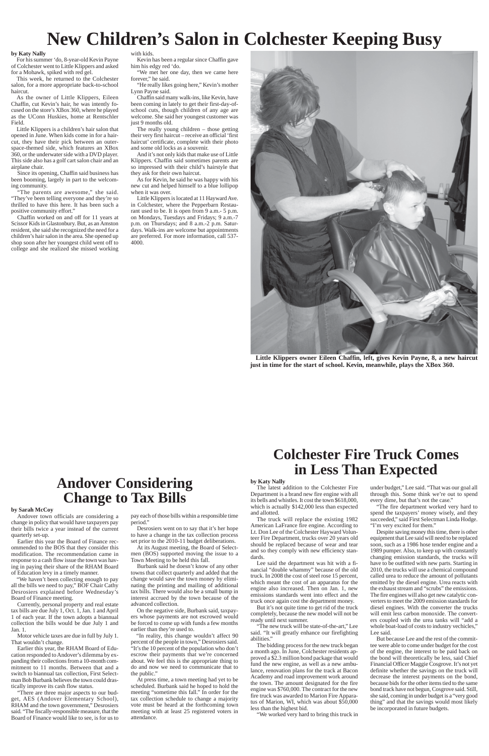# New Children's Salon in Colchester Keeping Busy

**by Katy Nally**

For his summer 'do, 8-year-old Kevin Payne of Colchester went to Little Klippers and asked for a Mohawk, spiked with red gel.

This week, he returned to the Colchester salon, for a more appropriate back-to-school haircut.

As the owner of Little Klippers, Eileen Chaffin, cut Kevin's hair, he was intently focused on the store's XBox 360, where he played as the UConn Huskies, home at Rentschler Field.

Little Klippers is a children's hair salon that opened in June. When kids come in for a haircut, they have their pick between an outer-space-themed side, which features an XBox 360, or the underwater side with a DVD player. This side also has a golf cart salon chair and an airplane chair.

Since its opening, Chaffin said business has been booming, largely in part to the welcoming community.

"The parents are awesome," she said. "They've been telling everyone and they're so thrilled to have this here. It has been such a positive community effort."

Chaffin worked on and off for 11 years at Scissor Kids in Glastonbury. But, as an Amston resident, she said she recognized the need for a children's hair salon in the area. She opened up shop soon after her youngest child went off to college and she realized she missed working with kids.

Kevin has been a regular since Chaffin gave him his edgy red 'do.

"We met her one day, then we came here forever," he said.

"He really likes going here," Kevin's mother Lynn Payne said.

Chaffin said many walk-ins, like Kevin, have been coming in lately to get their first-day-of-school cuts, though children of any age are welcome. She said her youngest customer was just 9 months old.

The really young children – those getting their very first haircut – receive an official 'first haircut' certificate, complete with their photo and some old locks as a souvenir.

And it's not only kids that make use of Little Klippers. Chaffin said sometimes parents are so impressed with their child's hairstyle that they ask for their own haircut.

As for Kevin, he said he was happy with his new cut and helped himself to a blue lollipop when it was over.

Little Klippers is located at 11 Hayward Ave. in Colchester, where the Pepperbarn Restaurant used to be. It is open from 9 a.m.- 5 p.m. on Mondays, Tuesdays and Fridays; 9 a.m.-7 p.m. on Thursdays; and 8 a.m.-2 p.m. Saturdays. Walk-ins are welcome but appointments are preferred. For more information, call 537-4000.

**Little Klippers owner Eileen Chaffin, left, gives Kevin Payne, 8, a new haircut just in time for the start of school. Kevin, meanwhile, plays the XBox 360.**

# Andover Considering Change to Tax Bills

**by Sarah McCoy**

Andover town officials are considering a change in policy that would have taxpayers pay their bills twice a year instead of the current quarterly set-up.

Earlier this year the Board of Finance recommended to the BOS that they consider this modification. The recommendation came in response to a cash flow issue the town was having in paying their share of the RHAM Board of Education levy in a timely manner.

"We haven't been collecting enough to pay all the bills we need to pay," BOF Chair Cathy Desrosiers explained before Wednesday's Board of Finance meeting.

Currently, personal property and real estate tax bills are due July 1, Oct. 1, Jan. 1 and April 1 of each year. If the town adopts a biannual collection the bills would be due July 1 and Jan. 1.

Motor vehicle taxes are due in full by July 1. That wouldn't change.

Earlier this year, the RHAM Board of Education responded to Andover's dilemma by expanding their collections from a 10-month commitment to 11 months. Between that and a switch to biannual tax collection, First Selectman Bob Burbank believes the town could drastically improve its cash flow status.

"There are three major aspects to our budget, AES (Andover Elementary School), RHAM and the town government," Desrosiers said. "The fiscally-responsible measure, that the Board of Finance would like to see, is for us to pay each of those bills within a responsible time period."

Desrosiers went on to say that it's her hope to have a change in the tax collection process set prior to the 2010-11 budget deliberations.

At its August meeting, the Board of Selectmen (BOS) supported moving the issue to a Town Meeting to be held this fall.

Burbank said he doesn't know of any other towns that collect quarterly and added that the change would save the town money by eliminating the printing and mailing of additional tax bills. There would also be a small bump in interest accrued by the town because of the advanced collection.

On the negative side, Burbank said, taxpayers whose payments are not escrowed would be forced to come up with funds a few months earlier than they're used to.

"In reality, this change wouldn't affect 90 percent of the people in town," Desrosiers said. "It's the 10 percent of the population who don't escrow their payments that we're concerned about. We feel this is the appropriate thing to do and now we need to communicate that to the public."

At press time, a town meeting had yet to be scheduled. Burbank said he hoped to hold the meeting "sometime this fall." In order for the tax collection schedule to change a majority vote must be heard at the forthcoming town meeting with at least 25 registered voters in attendance.

# Colchester Fire Truck Comes in Less Than Expected

**by Katy Nally**

The latest addition to the Colchester Fire Department is a brand new fire engine with all its bells and whistles. It cost the town $618,000, which is actually $142,000 less than expected and allotted.

The truck will replace the existing 1982 American LaFrance fire engine. According to Lt. Don Lee of the Colchester Hayward Volunteer Fire Department, trucks over 20 years old should be replaced because of wear and tear and so they comply with new efficiency standards.

Lee said the department was hit with a financial "double whammy" because of the old truck. In 2008 the cost of steel rose 15 percent, which meant the cost of an apparatus for the engine also increased. Then on Jan. 1, new emissions standards went into effect and the truck once again cost the department money.

But it's not quite time to get rid of the truck completely, because the new model will not be ready until next summer.

"The new truck will be state-of-the-art," Lee said. "It will greatly enhance our firefighting abilities."

The bidding process for the new truck began a month ago. In June, Colchester residents approved a $2.3 million bond package that would fund the new engine, as well as a new ambulance, renovation plans for the track at Bacon Academy and road improvement work around the town. The amount designated for the fire engine was $760,000. The contract for the new fire truck was awarded to Marion Fire Apparatus of Marion, WI, which was about $50,000 less than the highest bid.

"We worked very hard to bring this truck in under budget," Lee said. "That was our goal all through this. Some think we're out to spend every dime, but that's not the case."

"The fire department worked very hard to spend the taxpayers' money wisely, and they succeeded," said First Selectman Linda Hodge. "I'm very excited for them."

Despite saving money this time, there is other equipment that Lee said will need to be replaced soon, such as a 1986 hose tender engine and a 1989 pumper. Also, to keep up with constantly changing emission standards, the trucks will have to be outfitted with new parts. Starting in 2010, the trucks will use a chemical compound called urea to reduce the amount of pollutants emitted by the diesel engine. Urea reacts with the exhaust stream and "scrubs" the emissions. The fire engines will also get new catalytic converters to meet the 2009 emission standards for diesel engines. With the converter the trucks will emit less carbon monoxide. The converters coupled with the urea tanks will "add a whole boat-load of costs to industry vechicles," Lee said.

But because Lee and the rest of the committee were able to come under budget for the cost of the engine, the interest to be paid back on the bond will theoretically be less, said Chief Financial Officer Maggie Cosgrove. It's not yet definite whether the savings on the truck will decrease the interest payments on the bond, because bids for the other items tied to the same bond track have not begun, Cosgrove said. Still, she said, coming in under budget is a "very good thing" and that the savings would most likely be incorporated in future budgets.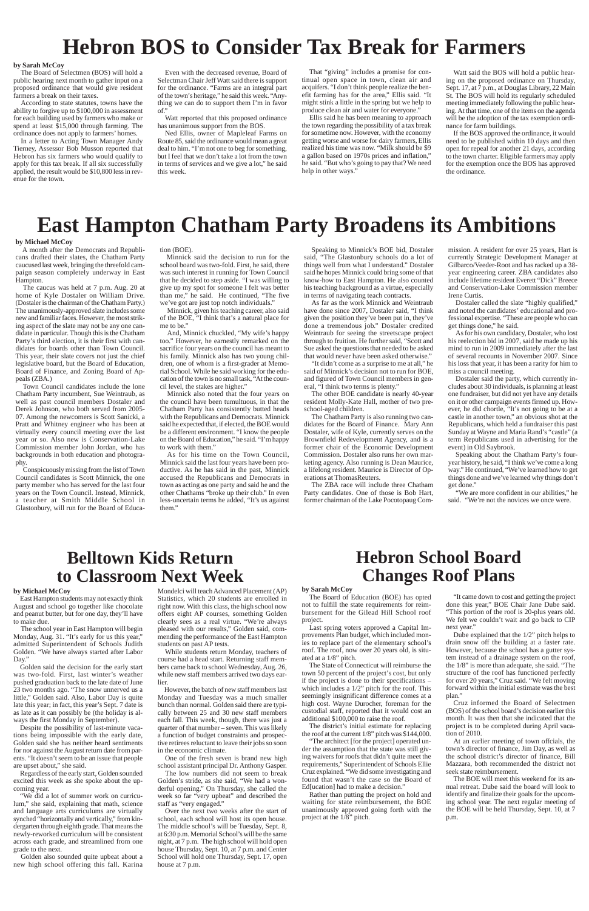# Hebron BOS to Consider Tax Break for Farmers

**by Sarah McCoy**

The Board of Selectmen (BOS) will hold a public hearing next month to gather input on a proposed ordinance that would give resident farmers a break on their taxes.

According to state statutes, towns have the ability to forgive up to $100,000 in assessment for each building used by farmers who make or spend at least $15,000 through farming. The ordinance does not apply to farmers' homes.

In a letter to Acting Town Manager Andy Tierney, Assessor Bob Musson reported that Hebron has six farmers who would qualify to apply for this tax break. If all six successfully applied, the result would be $10,800 less in revenue for the town.

Even with the decreased revenue, Board of Selectman Chair Jeff Watt said there is support for the ordinance. "Farms are an integral part of the town's heritage," he said this week. "Anything we can do to support them I'm in favor of."

Watt reported that this proposed ordinance has unanimous support from the BOS.

Ned Ellis, owner of Mapleleaf Farms on Route 85, said the ordinance would mean a great deal to him. "I'm not one to beg for something, but I feel that we don't take a lot from the town in terms of services and we give a lot," he said this week.

That "giving" includes a promise for continual open space in town, clean air and acquifers. "I don't think people realize the benefit farming has for the area," Ellis said. "It might stink a little in the spring but we help to produce clean air and water for everyone."

Ellis said he has been meaning to approach the town regarding the possibility of a tax break for sometime now. However, with the economy getting worse and worse for dairy farmers, Ellis realized his time was now. "Milk should be $9 a gallon based on 1970s prices and inflation," he said. "But who's going to pay that? We need help in other ways."

Watt said the BOS will hold a public hearing on the proposed ordinance on Thursday, Sept. 17, at 7 p.m., at Douglas Library, 22 Main St. The BOS will hold its regularly scheduled meeting immediately following the public hearing. At that time, one of the items on the agenda will be the adoption of the tax exemption ordinance for farm buildings.

If the BOS approved the ordinance, it would need to be published within 10 days and then open for repeal for another 21 days, according to the town charter. Eligible farmers may apply for the exemption once the BOS has approved the ordinance.

# East Hampton Chatham Party Broadens its Ambitions

**by Michael McCoy**

A month after the Democrats and Republicans drafted their slates, the Chatham Party caucused last week, bringing the threefold campaign season completely underway in East Hampton.

The caucus was held at 7 p.m. Aug. 20 at home of Kyle Dostaler on William Drive. (Dostaler is the chairman of the Chatham Party.) The unanimously-approved slate includes some new and familiar faces. However, the most striking aspect of the slate may not be any one candidate in particular. Though this is the Chatham Party's third election, it is their first with candidates for boards other than Town Council. This year, their slate covers not just the chief legislative board, but the Board of Education, Board of Finance, and Zoning Board of Appeals (ZBA.)

Town Council candidates include the lone Chatham Party incumbent, Sue Weintraub, as well as past council members Dostaler and Derek Johnson, who both served from 2005-07. Among the newcomers is Scott Sanicki, a Pratt and Whitney engineer who has been at virtually every council meeting over the last year or so. Also new is Conservation-Lake Commission member John Jordan, who has backgrounds in both education and photography.

Conspicuously missing from the list of Town Council candidates is Scott Minnick, the one party member who has served for the last four years on the Town Council. Instead, Minnick, a teacher at Smith Middle School in Glastonbury, will run for the Board of Education (BOE).

Minnick said the decision to run for the school board was two-fold. First, he said, there was such interest in running for Town Council that he decided to step aside. "I was willing to give up my spot for someone I felt was better than me," he said. He continued, "The five we've got are just top notch individuals."

Minnick, given his teaching career, also said of the BOE, "I think that's a natural place for me to be."

And, Minnick chuckled, "My wife's happy too." However, he earnestly remarked on the sacrifice four years on the council has meant to his family. Minnick also has two young children, one of whom is a first-grader at Memorial School. While he said working for the education of the town is no small task, "At the council level, the stakes are higher."

Minnick also noted that the four years on the council have been tumultuous, in that the Chatham Party has consistently butted heads with the Republicans and Democrats. Minnick said he expected that, if elected, the BOE would be a different environment. "I know the people on the Board of Education," he said. "I'm happy to work with them."

As for his time on the Town Council, Minnick said the last four years have been productive. As he has said in the past, Minnick accused the Republicans and Democrats in town as acting as one party and said he and the other Chathams "broke up their club." In even less-uncertain terms he added, "It's us against them."

Speaking to Minnick's BOE bid, Dostaler said, "The Glastonbury schools do a lot of things well from what I understand." Dostaler said he hopes Minnick could bring some of that know-how to East Hampton. He also counted his teaching background as a virtue, especially in terms of navigating teach contracts.

As far as the work Minnick and Weintraub have done since 2007, Dostaler said, "I think given the position they've been put in, they've done a tremendous job." Dostaler credited Weintraub for seeing the streetscape project through to fruition. He further said, "Scott and Sue asked the questions that needed to be asked that would never have been asked otherwise."

"It didn't come as a surprise to me at all," he said of Minnick's decision not to run for BOE, and figured of Town Council members in general, "I think two terms is plenty."

The other BOE candidate is nearly 40-year resident Molly-Kate Hall, mother of two preschool-aged children.

The Chatham Party is also running two candidates for the Board of Finance. Mary Ann Dostaler, wife of Kyle, currently serves on the Brownfield Redevelopment Agency, and is a former chair of the Economic Development Commission. Dostaler also runs her own marketing agency. Also running is Dean Maurice, a lifelong resident. Maurice is Director of Operations at ThomasReuters.

The ZBA race will include three Chatham Party candidates. One of those is Bob Hart, former chairman of the Lake Pocotopaug Commission. A resident for over 25 years, Hart is currently Strategic Development Manager at Gilbarco/Veeder-Root and has racked up a 38-year engineering career. ZBA candidates also include lifetime resident Everett "Dick" Breece and Conservation-Lake Commission member Irene Curtis.

Dostaler called the slate "highly qualified," and noted the candidates' educational and professional expertise. "These are people who can get things done," he said.

As for his own candidacy, Dostaler, who lost his reelection bid in 2007, said he made up his mind to run in 2009 immediately after the last of several recounts in November 2007. Since his loss that year, it has been a rarity for him to miss a council meeting.

Dostaler said the party, which currently includes about 30 individuals, is planning at least one fundraiser, but did not yet have any details on it or other campaign events firmed up. However, he did chortle, "It's not going to be at a castle in another town," an obvious shot at the Republicans, which held a fundraiser this past Sunday at Wayne and Maria Rand's "castle" (a term Republicans used in advertising for the event) in Old Saybrook.

Speaking about the Chatham Party's four-year history, he said, "I think we've come a long way." He continued, "We've learned how to get things done and we've learned why things don't get done."

"We are more confident in our abilities," he said. "We're not the novices we once were."

# Belltown Kids Return to Classroom Next Week

**by Michael McCoy**

East Hampton students may not exactly think August and school go together like chocolate and peanut butter, but for one day, they'll have to make due.

The school year in East Hampton will begin Monday, Aug. 31. "It's early for us this year," admitted Superintendent of Schools Judith Golden. "We have always started after Labor Day."

Golden said the decision for the early start was two-fold. First, last winter's weather pushed graduation back to the late date of June 23 two months ago. "The snow unnerved us a little," Golden said. Also, Labor Day is quite late this year; in fact, this year's Sept. 7 date is as late as it can possibly be (the holiday is always the first Monday in September).

Despite the possibility of last-minute vacations being impossible with the early date, Golden said she has neither heard sentiments for nor against the August return date from parents. "It doesn't seem to be an issue that people are upset about," she said.

Regardless of the early start, Golden sounded excited this week as she spoke about the upcoming year.

"We did a lot of summer work on curriculum," she said, explaining that math, science and language arts curriculums are virtually synched "horizontally and vertically," from kindergarten through eighth grade. That means the newly-reworked curriculum will be consistent across each grade, and streamlined from one grade to the next.

Golden also sounded quite upbeat about a new high school offering this fall. Karina Mondelci will teach Advanced Placement (AP) Statistics, which 20 students are enrolled in right now. With this class, the high school now offers eight AP courses, something Golden clearly sees as a real virtue. "We're always pleased with our results," Golden said, commending the performance of the East Hampton students on past AP tests.

While students return Monday, teachers of course had a head start. Returning staff members came back to school Wednesday, Aug. 26, while new staff members arrived two days earlier.

However, the batch of new staff members last Monday and Tuesday was a much smaller bunch than normal. Golden said there are typically between 25 and 30 new staff members each fall. This week, though, there was just a quarter of that number – seven. This was likely a function of budget constraints and prospective retirees reluctant to leave their jobs so soon in the economic climate.

One of the fresh seven is brand new high school assistant principal Dr. Anthony Gasper.

The low numbers did not seem to break Golden's stride, as she said, "We had a wonderful opening." On Thursday, she called the week so far "very upbeat" and described the staff as "very engaged."

Over the next two weeks after the start of school, each school will host its open house. The middle school's will be Tuesday, Sept. 8, at 6:30 p.m. Memorial School's will be the same night, at 7 p.m. The high school will hold open house Thursday, Sept. 10, at 7 p.m. and Center School will hold one Thursday, Sept. 17, open house at 7 p.m.

# Hebron School Board Changes Roof Plans

**by Sarah McCoy**

The Board of Education (BOE) has opted not to fulfill the state requirements for reimbursement for the Gilead Hill School roof project.

Last spring voters approved a Capital Improvements Plan budget, which included monies to replace part of the elementary school's roof. The roof, now over 20 years old, is situated at a 1/8" pitch.

The State of Connecticut will reimburse the town 50 percent of the project's cost, but only if the project is done to their specifications – which includes a 1/2" pitch for the roof. This seemingly insignificant difference comes at a high cost. Wayne Durocher, foreman for the custodial staff, reported that it would cost an additional $100,000 to raise the roof.

The district's initial estimate for replacing the roof at the current 1/8" pitch was $144,000.

"The architect [for the project] operated under the assumption that the state was still giving waivers for roofs that didn't quite meet the requirements," Superintendent of Schools Ellie Cruz explained. "We did some investigating and found that wasn't the case so the Board of Ed[ucation] had to make a decision."

Rather than putting the project on hold and waiting for state reimbursement, the BOE unanimously approved going forth with the project at the 1/8" pitch.

"It came down to cost and getting the project done this year," BOE Chair Jane Dube said. "This portion of the roof is 20-plus years old. We felt we couldn't wait and go back to CIP next year."

Dube explained that the 1/2" pitch helps to drain snow off the building at a faster rate. However, because the school has a gutter system instead of a drainage system on the roof, the 1/8" is more than adequate, she said. "The structure of the roof has functioned perfectly for over 20 years," Cruz said. "We felt moving forward within the initial estimate was the best plan."

Cruz informed the Board of Selectmen (BOS) of the school board's decision earlier this month. It was then that she indicated that the project is to be completed during April vacation of 2010.

At an earlier meeting of town offcials, the town's director of finance, Jim Day, as well as the school district's director of finance, Bill Mazzara, both recommended the district not seek state reimbursement.

The BOE will meet this weekend for its annual retreat. Dube said the board will look to identify and finalize their goals for the upcoming school year. The next regular meeting of the BOE will be held Thursday, Sept. 10, at 7 p.m.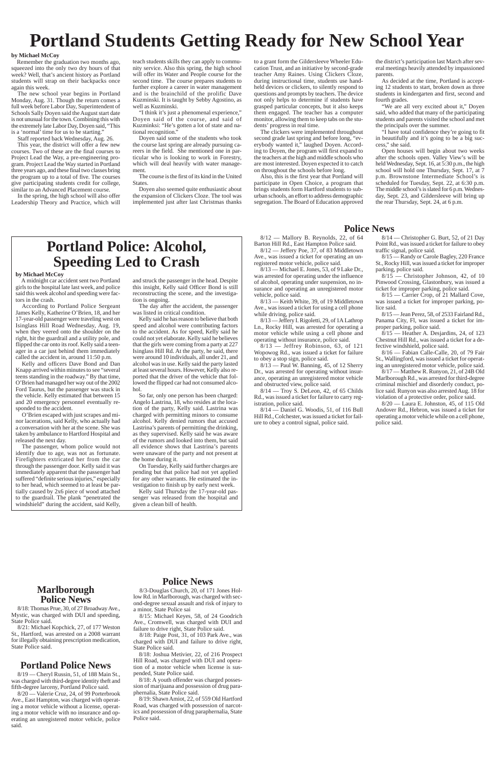# Portland Students Getting Ready for New School Year

**by Michael McCoy**

Remember the graduation two months ago, squeezed into the only two dry hours of that week? Well, that's ancient history as Portland students will strap on their backpacks once again this week.

The new school year begins in Portland Monday, Aug. 31. Though the return comes a full week before Labor Day, Superintendent of Schools Sally Doyen said the August start date is not unusual for the town. Combining this with the extremely late Labor Day, Doyen said, "This is a 'normal' time for us to be starting."

Staff reported back Wednesday, Aug. 26.

This year, the district will offer a few new courses. Two of these are the final courses to Project Lead the Way, a pre-engineering program. Project Lead the Way started in Portland three years ago, and these final two classes bring the program up to a total of five. The courses give participating students credit for college, similar to an Advanced Placement course.

In the spring, the high school will also offer Leadership Theory and Practice, which will teach students skills they can apply to community service. Also this spring, the high school will offer its Water and People course for the second time. The course prepares students to further explore a career in water management and is the brainchild of the prolific Dave Kuzminski. It is taught by Sebby Agostino, as well as Kuzminski.

"I think it's just a phenomenal experience," Doyen said of the course, and said of Kuzminksi: "He's gotten a lot of state and national recognition."

Doyen said some of the students who took the course last spring are already pursuing careers in the field. She mentioned one in particular who is looking to work in Forestry, which will deal heavily with water management.

The course is the first of its kind in the United States.

Doyen also seemed quite enthusiastic about the expansion of Clickers Cloze. The tool was implemented just after last Christmas thanks to a grant form the Gildersleeve Wheeler Education Trust, and an initiative by second-grade teacher Amy Raines. Using Clickers Cloze, during instructional time, students use handheld devices or clickers, to silently respond to questions and prompts by teachers. The device not only helps to determine if students have grasped particular concepts, but it also keeps them engaged. The teacher has a computer monitor, allowing them to keep tabs on the students' progress in real time.

The clickers were implemented throughout second grade last spring and before long, "everybody wanted it," laughed Doyen. According to Doyen, the program will first expand to the teachers at the high and middle schools who are most interested. Doyen expected it to catch on throughout the schools before long.

Also, this is the first year that Portland will participate in Open Choice, a program that brings students form Hartford students to suburban schools, an effort to address demographic segregation. The Board of Education approved the district's participation last March after several meetings heavily attended by impassioned parents.

As decided at the time, Portland is accepting 12 students to start, broken down as three students in kindergarten and first, second and fourth grades.

"We are all very excited about it," Doyen said, who added that many of the participating students and parents visited the school and met the principals over the summer.

"I have total confidence they're going to fit in beautifully and it's going to be a big success," she said.

Open houses will begin about two weeks after the schools open. Valley View's will be held Wednesday, Sept. 16, at 5:30 p.m., the high school will hold one Thursday, Sept. 17, at 7 p.m. Brownstone Intermediate School's is scheduled for Tuesday, Sept. 22, at 6:30 p.m. The middle school's is slated for 6 p.m. Wednesday, Sept. 23, and Gildersleeve will bring up the rear Thursday, Sept. 24, at 6 p.m.

# Portland Police: Alcohol, Speeding Led to Crash

**by Michael McCoy**

A midnight car accident sent two Portland girls to the hospital late last week, and police said this week alcohol and speeding were factors in the crash.

According to Portland Police Sergeant James Kelly, Katherine O'Brien, 18, and her 17-year-old passenger were traveling west on Isinglass Hill Road Wednesday, Aug. 19, when they veered onto the shoulder on the right, hit the guardrail and a utility pole, and flipped the car onto its roof. Kelly said a teenager in a car just behind them immediately called the accident in, around 11:50 p.m.

Kelly and officers Dave Bond and Dan Knapp arrived within minutes to see "several teens standing in the roadway." By that time, O'Brien had managed her way out of the 2002 Ford Taurus, but the passenger was stuck in the vehicle. Kelly estimated that between 15 and 20 emergency personnel eventually responded to the accident.

O'Brien escaped with just scrapes and minor lacerations, said Kelly, who actually had a conversation with her at the scene. She was taken by ambulance to Hartford Hospital and released the next day.

The passenger, whom police would not identify due to age, was not as fortunate. Firefighters extricated her from the car through the passenger door. Kelly said it was immediately apparent that the passenger had suffered "definite serious injuries," especially to her head, which seemed to at least be partially caused by 2x6 piece of wood attached to the guardrail. The plank "penetrated the windshield" during the accident, said Kelly, and struck the passenger in the head. Despite this insight, Kelly said Officer Bond is still reconstructing the scene, and the investigation is ongoing.

The day after the accident, the passenger was listed in critical condition.

Kelly said he has reason to believe that both speed and alcohol were contributing factors to the accident. As for speed, Kelly said he could not yet elaborate. Kelly said he believes that the girls were coming from a party at 227 Isinglass Hill Rd. At the party, he said, there were around 10 individuals, all under 21, and alcohol was in use. Kelly said the party lasted at least several hours. However, Kelly also reported that the driver of the vehicle that followed the flipped car had not consumed alcohol.

So far, only one person has been charged: Angelo Lastrina, 18, who resides at the location of the party, Kelly said. Lastrina was charged with permitting minors to consume alcohol. Kelly denied rumors that accused Lastrina's parents of permitting the drinking, as they supervised. Kelly said he was aware of the rumors and looked into them, but said all evidence shows that Lastrina's parents were unaware of the party and not present at the home during it.

On Tuesday, Kelly said further charges are pending but that police had not yet applied for any other warrants. He estimated the investigation to finish up by early next week.

Kelly said Thursday the 17-year-old passenger was released from the hospital and given a clean bill of health.

## Police News

8/12 — Mallory B. Reynolds, 22, of 64 Barton Hill Rd., East Hampton Police said.

8/12 — Jeffery Poe, 37, of 83 Middletown Ave., was issued a ticket for operating an unregistered motor vehicle, police said.

8/13 — Michael E. Jones, 53, of 9 Lake Dr., was arrested for operating under the influence of alcohol, operating under suspension, no insurance and operating an unregistered motor vehicle, police said.

8/13 — Keith White, 39, of 19 Middletown Ave., was issued a ticket for using a cell phone while driving, police said.

8/13 — Jeffery I. Rigoletti, 29, of 1A Lathrop Ln., Rocky Hill, was arrested for operating a motor vehicle while using a cell phone and operating without insurance, police said.

8/13 — Jeffrey Robinson, 63, of 121 Wopowog Rd., was issued a ticket for failure to obey a stop sign, police said.

8/13 — Paul W. Banning, 45, of 12 Sherry Dr., was arrested for operating without insurance, operating an unregistered motor vehicle and obstructed view, police said.

8/14 — Troy S. DeLeon, 42, of 65 Childs Rd., was issued a ticket for failure to carry registration, police said.

8/14 — Daniel G. Woodis, 51, of 116 Bull Hill Rd., Colchester, was issued a ticket for failure to obey a control signal, police said.

8/14 — Christopher G. Burt, 52, of 21 Day Point Rd., was issued a ticket for failure to obey traffic signal, police said.

8/15 — Randy or Carole Bagley, 220 France St., Rocky Hill, was issued a ticket for improper parking, police said.

8/15 — Christopher Johnson, 42, of 10 Pinwood Crossing, Glastonbury, was issued a ticket for improper parking, police said.

8/15 — Carrier Crop, of 21 Mallard Cove, was issued a ticket for improper parking, police said.

8/15 — Jean Perez, 58, of 2533 Fairland Rd., Panama City, Fl, was issued a ticket for improper parking, police said.

8/15 — Heather A. Desjardins, 24, of 123 Chestnut Hill Rd., was issued a ticket for a defective windshield, police said.

8/16 — Fabian Calle-Calle, 20, of 79 Fair St., Wallingford, was issued a ticket for operating an unregistered motor vehicle, police said.

8/17 — Matthew R. Runyon, 21, of 24B Old Marlborough Rd., was arrested for third-degree criminal mischief and disorderly conduct, police said. Runyon was also arrested Aug. 18 for violation of a protective order, police said.

8/20 — Laura E. Johnston, 45, of 115 Old Andover Rd., Hebron, was issued a ticket for operating a motor vehicle while on a cell phone, police said.

## Marlborough Police News

8/18: Thomas Prue, 30, of 27 Broadway Ave., Mystic, was charged with DUI and speeding, State Police said.

8/21: Michael Kopchick, 27, of 177 Weston St., Hartford, was arrested on a 2008 warrant for illegally obtaining prescription medication, State Police said.

## Portland Police News

8/19 — Cheryl Russin, 51, of 188 Main St., was charged with third-degree identity theft and fifth-degree larceny, Portland Police said.

8/20 — Valerie Cruz, 24, of 99 Porterbrook Ave., East Hampton, was charged with operating a motor vehicle without a license, operating a motor vehicle with no insurance and operating an unregistered motor vehicle, police said.

## Police News

8/3-Douglas Church, 20, of 171 Jones Hollow Rd. in Marlborough, was charged with second-degree sexual assault and risk of injury to a minor, State Police sai

8/15: Michael Keyes, 58, of 24 Goodrich Ave., Cromwell, was charged with DUI and failure to drive right, State Police said.

8/18: Paige Post, 31, of 103 Park Ave., was charged with DUI and failure to drive right, State Police said.

8/18: Joshua Metivier, 22, of 216 Prospect Hill Road, was charged with DUI and operation of a motor vehicle when license is suspended, State Police said.

8/18: A youth offender was charged possession of marijuana and possession of drug paraphernalia, State Police said.

8/19: Shawn Amiot, 22, of 559 Old Hartford Road, was charged with possession of narcotics and possession of drug paraphernalia, State Police said.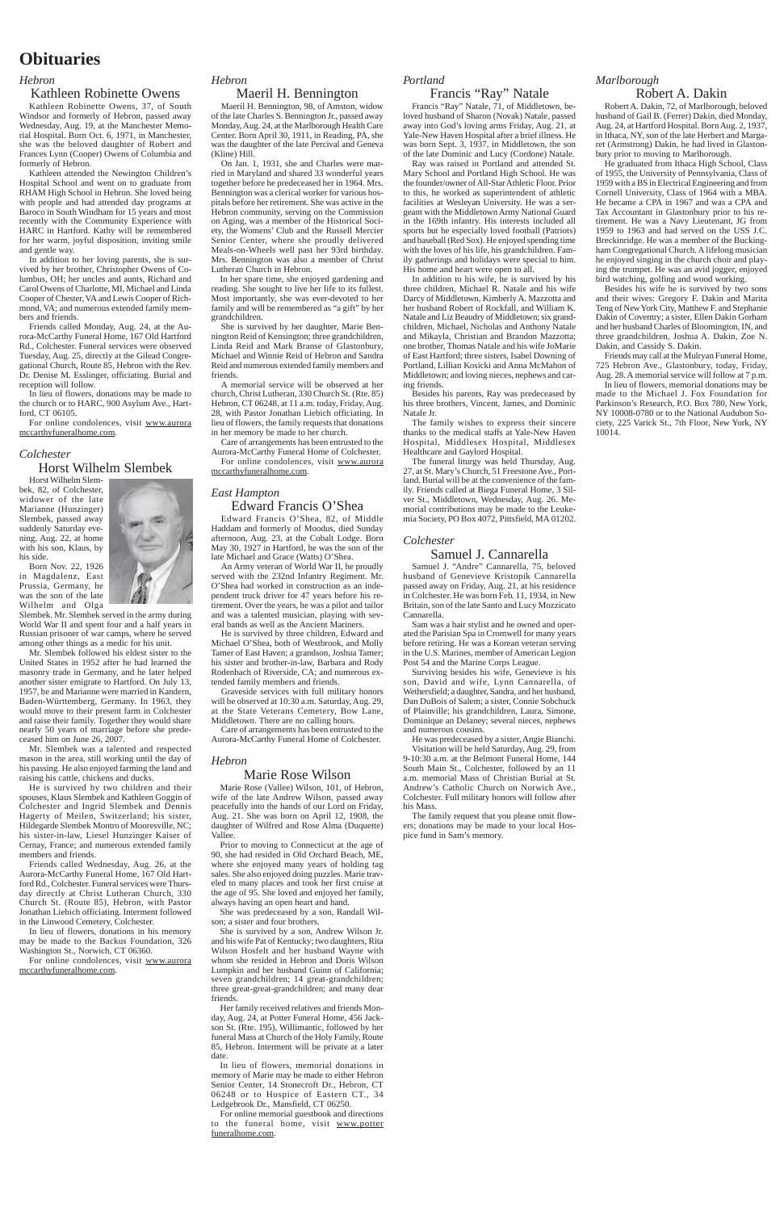# Obituaries

*Hebron*

## Kathleen Robinette Owens

Kathleen Robinette Owens, 37, of South Windsor and formerly of Hebron, passed away Wednesday, Aug. 19, at the Manchester Memorial Hospital. Born Oct. 6, 1971, in Manchester, she was the beloved daughter of Robert and Frances Lynn (Cooper) Owens of Columbia and formerly of Hebron.

Kathleen attended the Newington Children's Hospital School and went on to graduate from RHAM High School in Hebron. She loved being with people and had attended day programs at Baroco in South Windham for 15 years and most recently with the Community Experience with HARC in Hartford. Kathy will be remembered for her warm, joyful disposition, inviting smile and gentle way.

In addition to her loving parents, she is survived by her brother, Christopher Owens of Columbus, OH; her uncles and aunts, Richard and Carol Owens of Charlotte, MI, Michael and Linda Cooper of Chester, VA and Lewis Cooper of Richmond, VA; and numerous extended family members and friends.

Friends called Monday, Aug. 24, at the Aurora-McCarthy Funeral Home, 167 Old Hartford Rd., Colchester. Funeral services were observed Tuesday, Aug. 25, directly at the Gilead Congregational Church, Route 85, Hebron with the Rev. Dr. Denise M. Esslinger, officiating. Burial and reception will follow.

In lieu of flowers, donations may be made to the church or to HARC, 900 Asylum Ave., Hartford, CT 06105.

For online condolences, visit www.auroramccarthyfuneralhome.com.

*Colchester*

## Horst Wilhelm Slembek

Horst Wilhelm Slembek, 82, of Colchester, widower of the late Marianne (Hunzinger) Slembek, passed away suddenly Saturday evening, Aug. 22, at home with his son, Klaus, by his side.

Born Nov. 22, 1926 in Magdalenz, East Prussia, Germany, he was the son of the late Wilhelm and Olga Slembek. Mr. Slembek served in the army during World War II and spent four and a half years in Russian prisoner of war camps, where he served among other things as a medic for his unit.

Mr. Slembek followed his eldest sister to the United States in 1952 after he had learned the masonry trade in Germany, and he later helped another sister emigrate to Hartford. On July 13, 1957, he and Marianne were married in Kandern, Baden-Württemberg, Germany. In 1963, they would move to their present farm in Colchester and raise their family. Together they would share nearly 50 years of marriage before she predeceased him on June 26, 2007.

Mr. Slembek was a talented and respected mason in the area, still working until the day of his passing. He also enjoyed farming the land and raising his cattle, chickens and ducks.

He is survived by two children and their spouses, Klaus Slembek and Kathleen Goggin of Colchester and Ingrid Slembek and Dennis Hagerty of Meilen, Switzerland; his sister, Hildegarde Slembek Montro of Mooresville, NC; his sister-in-law, Liesel Hunzinger Kaiser of Cernay, France; and numerous extended family members and friends.

Friends called Wednesday, Aug. 26, at the Aurora-McCarthy Funeral Home, 167 Old Hartford Rd., Colchester. Funeral services were Thursday directly at Christ Lutheran Church, 330 Church St. (Route 85), Hebron, with Pastor Jonathan Liebich officiating. Interment followed in the Linwood Cemetery, Colchester.

In lieu of flowers, donations in his memory may be made to the Backus Foundation, 326 Washington St., Norwich, CT 06360.

For online condolences, visit www.auroramccarthyfuneralhome.com.

*Hebron*

## Maeril H. Bennington

Maeril H. Bennington, 98, of Amston, widow of the late Charles S. Bennington Jr., passed away Monday, Aug. 24, at the Marlborough Health Care Center. Born April 30, 1911, in Reading, PA, she was the daughter of the late Percival and Geneva (Kline) Hill.

On Jan. 1, 1931, she and Charles were married in Maryland and shared 33 wonderful years together before he predeceased her in 1964. Mrs. Bennington was a clerical worker for various hospitals before her retirement. She was active in the Hebron community, serving on the Commission on Aging, was a member of the Historical Society, the Womens' Club and the Russell Mercier Senior Center, where she proudly delivered Meals-on-Wheels well past her 93rd birthday. Mrs. Bennington was also a member of Christ Lutheran Church in Hebron.

In her spare time, she enjoyed gardening and reading. She sought to live her life to its fullest. Most importantly, she was ever-devoted to her family and will be remembered as "a gift" by her grandchildren.

She is survived by her daughter, Marie Bennington Reid of Kensington; three grandchildren, Linda Reid and Mark Branse of Glastonbury, Michael and Winnie Reid of Hebron and Sandra Reid and numerous extended family members and friends.

A memorial service will be observed at her church, Christ Lutheran, 330 Church St. (Rte. 85) Hebron, CT 06248, at 11 a.m. today, Friday, Aug. 28, with Pastor Jonathan Liebich officiating. In lieu of flowers, the family requests that donations in her memory be made to her church.

Care of arrangements has been entrusted to the Aurora-McCarthy Funeral Home of Colchester.

For online condolences, visit www.auroramccarthyfuneralhome.com.

*East Hampton*

## Edward Francis O'Shea

Edward Francis O'Shea, 82, of Middle Haddam and formerly of Moodus, died Sunday afternoon, Aug. 23, at the Cobalt Lodge. Born May 30, 1927 in Hartford, he was the son of the late Michael and Grace (Watts) O'Shea.

An Army veteran of World War II, he proudly served with the 232nd Infantry Regiment. Mr. O'Shea had worked in construction as an independent truck driver for 47 years before his retirement. Over the years, he was a pilot and tailor and was a talented musician, playing with several bands as well as the Ancient Mariners.

He is survived by three children, Edward and Michael O'Shea, both of Westbrook, and Molly Tamer of East Haven; a grandson, Joshua Tamer; his sister and brother-in-law, Barbara and Rody Rodenbach of Riverside, CA; and numerous extended family members and friends.

Graveside services with full military honors will be observed at 10:30 a.m. Saturday, Aug. 29, at the State Veterans Cemetery, Bow Lane, Middletown. There are no calling hours.

Care of arrangements has been entrusted to the Aurora-McCarthy Funeral Home of Colchester.

*Hebron*

## Marie Rose Wilson

Marie Rose (Vallee) Wilson, 101, of Hebron, wife of the late Andrew Wilson, passed away peacefully into the hands of our Lord on Friday, Aug. 21. She was born on April 12, 1908, the daughter of Wilfred and Rose Alma (Duquette) Vallee.

Prior to moving to Connecticut at the age of 90, she had resided in Old Orchard Beach, ME, where she enjoyed many years of holding tag sales. She also enjoyed doing puzzles. Marie traveled to many places and took her first cruise at the age of 95. She loved and enjoyed her family, always having an open heart and hand.

She was predeceased by a son, Randall Wilson; a sister and four brothers.

She is survived by a son, Andrew Wilson Jr. and his wife Pat of Kentucky; two daughters, Rita Wilson Hosfelt and her husband Wayne with whom she resided in Hebron and Doris Wilson Lumpkin and her husband Guinn of California; seven grandchildren; 14 great-grandchildren; three great-great-grandchildren; and many dear friends.

Her family received relatives and friends Monday, Aug. 24, at Potter Funeral Home, 456 Jackson St. (Rte. 195), Willimantic, followed by her funeral Mass at Church of the Holy Family, Route 85, Hebron. Interment will be private at a later date.

In lieu of flowers, memorial donations in memory of Marie may be made to either Hebron Senior Center, 14 Stonecroft Dr., Hebron, CT 06248 or to Hospice of Eastern CT., 34 Ledgebrook Dr., Mansfield, CT 06250.

For online memorial guestbook and directions to the funeral home, visit www.potterfuneralhome.com.

*Portland*

## Francis "Ray" Natale

Francis "Ray" Natale, 71, of Middletown, beloved husband of Sharon (Novak) Natale, passed away into God's loving arms Friday, Aug. 21, at Yale-New Haven Hospital after a brief illness. He was born Sept. 3, 1937, in Middletown, the son of the late Dominic and Lucy (Cordone) Natale.

Ray was raised in Portland and attended St. Mary School and Portland High School. He was the founder/owner of All-Star Athletic Floor. Prior to this, he worked as superintendent of athletic facilities at Wesleyan University. He was a sergeant with the Middletown Army National Guard in the 169th infantry. His interests included all sports but he especially loved football (Patriots) and baseball (Red Sox). He enjoyed spending time with the loves of his life, his grandchildren. Family gatherings and holidays were special to him. His home and heart were open to all.

In addition to his wife, he is survived by his three children, Michael R. Natale and his wife Darcy of Middletown, Kimberly A. Mazzotta and her husband Robert of Rockfall, and William K. Natale and Liz Beaudry of Middletown; six grandchildren, Michael, Nicholas and Anthony Natale and Mikayla, Christian and Brandon Mazzotta; one brother, Thomas Natale and his wife JoMarie of East Hartford; three sisters, Isabel Downing of Portland, Lillian Kosicki and Anna McMahon of Middletown; and loving nieces, nephews and caring friends.

Besides his parents, Ray was predeceased by his three brothers, Vincent, James, and Dominic Natale Jr.

The family wishes to express their sincere thanks to the medical staffs at Yale-New Haven Hospital, Middlesex Hospital, Middlesex Healthcare and Gaylord Hospital.

The funeral liturgy was held Thursday, Aug. 27, at St. Mary's Church, 51 Freestone Ave., Portland. Burial will be at the convenience of the family. Friends called at Biega Funeral Home, 3 Silver St., Middletown, Wednesday, Aug. 26. Memorial contributions may be made to the Leukemia Society, PO Box 4072, Pittsfield, MA 01202.

*Colchester*

## Samuel J. Cannarella

Samuel J. "Andre" Cannarella, 75, beloved husband of Genevieve Kristopik Cannarella passed away on Friday, Aug. 21, at his residence in Colchester. He was born Feb. 11, 1934, in New Britain, son of the late Santo and Lucy Mozzicato Cannarella.

Sam was a hair stylist and he owned and operated the Parisian Spa in Cromwell for many years before retiring. He was a Korean veteran serving in the U.S. Marines, member of American Legion Post 54 and the Marine Corps League.

Surviving besides his wife, Genevieve is his son, David and wife, Lynn Cannarella, of Wethersfield; a daughter, Sandra, and her husband, Dan DuBois of Salem; a sister, Connie Sobchuck of Plainville; his grandchildren, Laura, Simone, Dominique an Delaney; several nieces, nephews and numerous cousins.

He was predeceased by a sister, Angie Bianchi.

Visitation will be held Saturday, Aug. 29, from 9-10:30 a.m. at the Belmont Funeral Home, 144 South Main St., Colchester, followed by an 11 a.m. memorial Mass of Christian Burial at St. Andrew's Catholic Church on Norwich Ave., Colchester. Full military honors will follow after his Mass.

The family request that you please omit flowers; donations may be made to your local Hospice fund in Sam's memory.

*Marlborough*

## Robert A. Dakin

Robert A. Dakin, 72, of Marlborough, beloved husband of Gail B. (Ferrer) Dakin, died Monday, Aug. 24, at Hartford Hospital. Born Aug. 2, 1937, in Ithaca, NY, son of the late Herbert and Margaret (Armstrong) Dakin, he had lived in Glastonbury prior to moving to Marlborough.

He graduated from Ithaca High School, Class of 1955, the University of Pennsylvania, Class of 1959 with a BS in Electrical Engineering and from Cornell University, Class of 1964 with a MBA. He became a CPA in 1967 and was a CPA and Tax Accountant in Glastonbury prior to his retirement. He was a Navy Lieutenant, JG from 1959 to 1963 and had served on the USS J.C. Breckinridge. He was a member of the Buckingham Congregational Church. A lifelong musician he enjoyed singing in the church choir and playing the trumpet. He was an avid jogger, enjoyed bird watching, golfing and wood working.

Besides his wife he is survived by two sons and their wives: Gregory F. Dakin and Marita Teng of New York City, Matthew F. and Stephanie Dakin of Coventry; a sister, Ellen Dakin Gorham and her husband Charles of Bloomington, IN, and three grandchildren, Joshua A. Dakin, Zoe N. Dakin, and Cassidy S. Dakin.

Friends may call at the Mulryan Funeral Home, 725 Hebron Ave., Glastonbury, today, Friday, Aug. 28. A memorial service will follow at 7 p.m.

In lieu of flowers, memorial donations may be made to the Michael J. Fox Foundation for Parkinson's Research, P.O. Box 780, New York, NY 10008-0780 or to the National Audubon Society, 225 Varick St., 7th Floor, New York, NY 10014.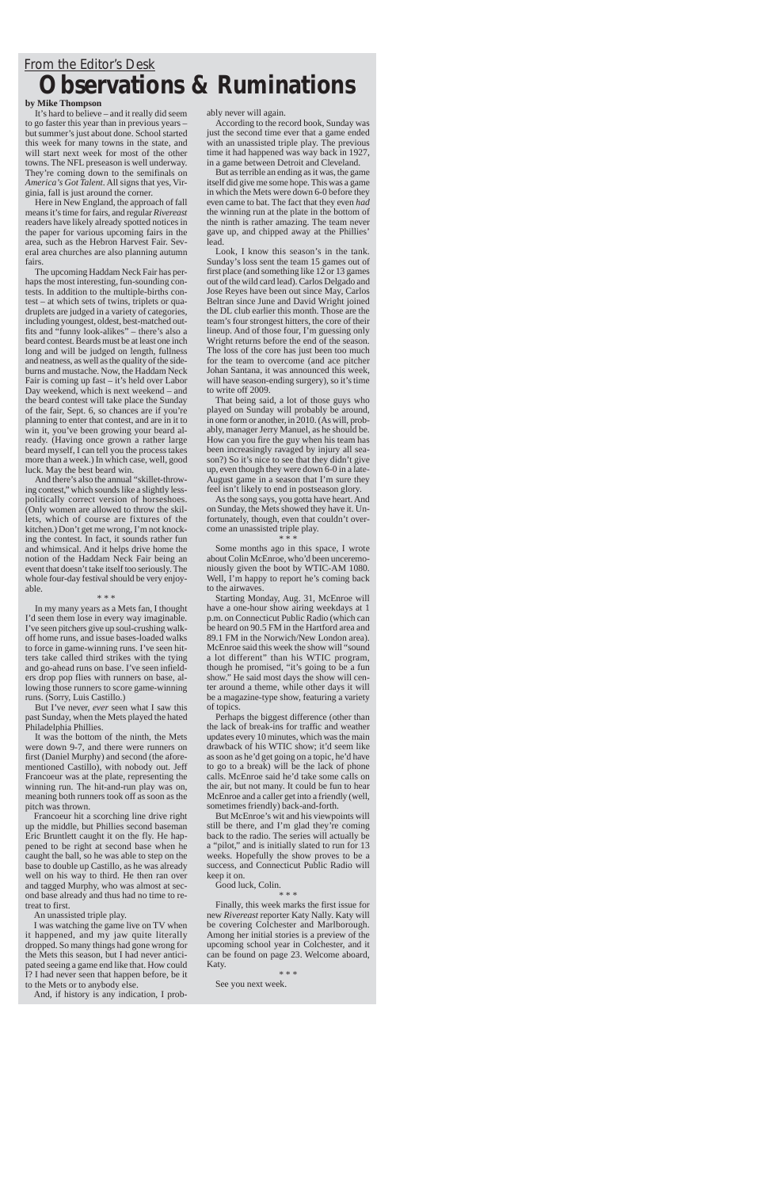From the Editor's Desk

# Observations & Ruminations

**by Mike Thompson**

It's hard to believe – and it really did seem to go faster this year than in previous years – but summer's just about done. School started this week for many towns in the state, and will start next week for most of the other towns. The NFL preseason is well underway. They're coming down to the semifinals on *America's Got Talent*. All signs that yes, Virginia, fall is just around the corner.

Here in New England, the approach of fall means it's time for fairs, and regular *Rivereast* readers have likely already spotted notices in the paper for various upcoming fairs in the area, such as the Hebron Harvest Fair. Several area churches are also planning autumn fairs.

The upcoming Haddam Neck Fair has perhaps the most interesting, fun-sounding contests. In addition to the multiple-births contest – at which sets of twins, triplets or quadruplets are judged in a variety of categories, including youngest, oldest, best-matched outfits and "funny look-alikes" – there's also a beard contest. Beards must be at least one inch long and will be judged on length, fullness and neatness, as well as the quality of the sideburns and mustache. Now, the Haddam Neck Fair is coming up fast – it's held over Labor Day weekend, which is next weekend – and the beard contest will take place the Sunday of the fair, Sept. 6, so chances are if you're planning to enter that contest, and are in it to win it, you've been growing your beard already. (Having once grown a rather large beard myself, I can tell you the process takes more than a week.) In which case, well, good luck. May the best beard win.

And there's also the annual "skillet-throwing contest," which sounds like a slightly less-politically correct version of horseshoes. (Only women are allowed to throw the skillets, which of course are fixtures of the kitchen.) Don't get me wrong, I'm not knocking the contest. In fact, it sounds rather fun and whimsical. And it helps drive home the notion of the Haddam Neck Fair being an event that doesn't take itself too seriously. The whole four-day festival should be very enjoyable.

\* \* \*

In my many years as a Mets fan, I thought I'd seen them lose in every way imaginable. I've seen pitchers give up soul-crushing walk-off home runs, and issue bases-loaded walks to force in game-winning runs. I've seen hitters take called third strikes with the tying and go-ahead runs on base. I've seen infielders drop pop flies with runners on base, allowing those runners to score game-winning runs. (Sorry, Luis Castillo.)

But I've never, *ever* seen what I saw this past Sunday, when the Mets played the hated Philadelphia Phillies.

It was the bottom of the ninth, the Mets were down 9-7, and there were runners on first (Daniel Murphy) and second (the aforementioned Castillo), with nobody out. Jeff Francoeur was at the plate, representing the winning run. The hit-and-run play was on, meaning both runners took off as soon as the pitch was thrown.

Francoeur hit a scorching line drive right up the middle, but Phillies second baseman Eric Bruntlett caught it on the fly. He happened to be right at second base when he caught the ball, so he was able to step on the base to double up Castillo, as he was already well on his way to third. He then ran over and tagged Murphy, who was almost at second base already and thus had no time to retreat to first.

An unassisted triple play.

I was watching the game live on TV when it happened, and my jaw quite literally dropped. So many things had gone wrong for the Mets this season, but I had never anticipated seeing a game end like that. How could I? I had never seen that happen before, be it to the Mets or to anybody else.

And, if history is any indication, I probably never will again.

According to the record book, Sunday was just the second time ever that a game ended with an unassisted triple play. The previous time it had happened was way back in 1927, in a game between Detroit and Cleveland.

But as terrible an ending as it was, the game itself did give me some hope. This was a game in which the Mets were down 6-0 before they even came to bat. The fact that they even *had* the winning run at the plate in the bottom of the ninth is rather amazing. The team never gave up, and chipped away at the Phillies' lead.

Look, I know this season's in the tank. Sunday's loss sent the team 15 games out of first place (and something like 12 or 13 games out of the wild card lead). Carlos Delgado and Jose Reyes have been out since May, Carlos Beltran since June and David Wright joined the DL club earlier this month. Those are the team's four strongest hitters, the core of their lineup. And of those four, I'm guessing only Wright returns before the end of the season. The loss of the core has just been too much for the team to overcome (and ace pitcher Johan Santana, it was announced this week, will have season-ending surgery), so it's time to write off 2009.

That being said, a lot of those guys who played on Sunday will probably be around, in one form or another, in 2010. (As will, probably, manager Jerry Manuel, as he should be. How can you fire the guy when his team has been increasingly ravaged by injury all season?) So it's nice to see that they didn't give up, even though they were down 6-0 in a late-August game in a season that I'm sure they feel isn't likely to end in postseason glory.

As the song says, you gotta have heart. And on Sunday, the Mets showed they have it. Unfortunately, though, even that couldn't overcome an unassisted triple play.

\* \* \*

Some months ago in this space, I wrote about Colin McEnroe, who'd been unceremoniously given the boot by WTIC-AM 1080. Well, I'm happy to report he's coming back to the airwaves.

Starting Monday, Aug. 31, McEnroe will have a one-hour show airing weekdays at 1 p.m. on Connecticut Public Radio (which can be heard on 90.5 FM in the Hartford area and 89.1 FM in the Norwich/New London area). McEnroe said this week the show will "sound a lot different" than his WTIC program, though he promised, "it's going to be a fun show." He said most days the show will center around a theme, while other days it will be a magazine-type show, featuring a variety of topics.

Perhaps the biggest difference (other than the lack of break-ins for traffic and weather updates every 10 minutes, which was the main drawback of his WTIC show; it'd seem like as soon as he'd get going on a topic, he'd have to go to a break) will be the lack of phone calls. McEnroe said he'd take some calls on the air, but not many. It could be fun to hear McEnroe and a caller get into a friendly (well, sometimes friendly) back-and-forth.

But McEnroe's wit and his viewpoints will still be there, and I'm glad they're coming back to the radio. The series will actually be a "pilot," and is initially slated to run for 13 weeks. Hopefully the show proves to be a success, and Connecticut Public Radio will keep it on.

Good luck, Colin.

\* \* \*

Finally, this week marks the first issue for new *Rivereast* reporter Katy Nally. Katy will be covering Colchester and Marlborough. Among her initial stories is a preview of the upcoming school year in Colchester, and it can be found on page 23. Welcome aboard, Katy.

\* \* \*

See you next week.